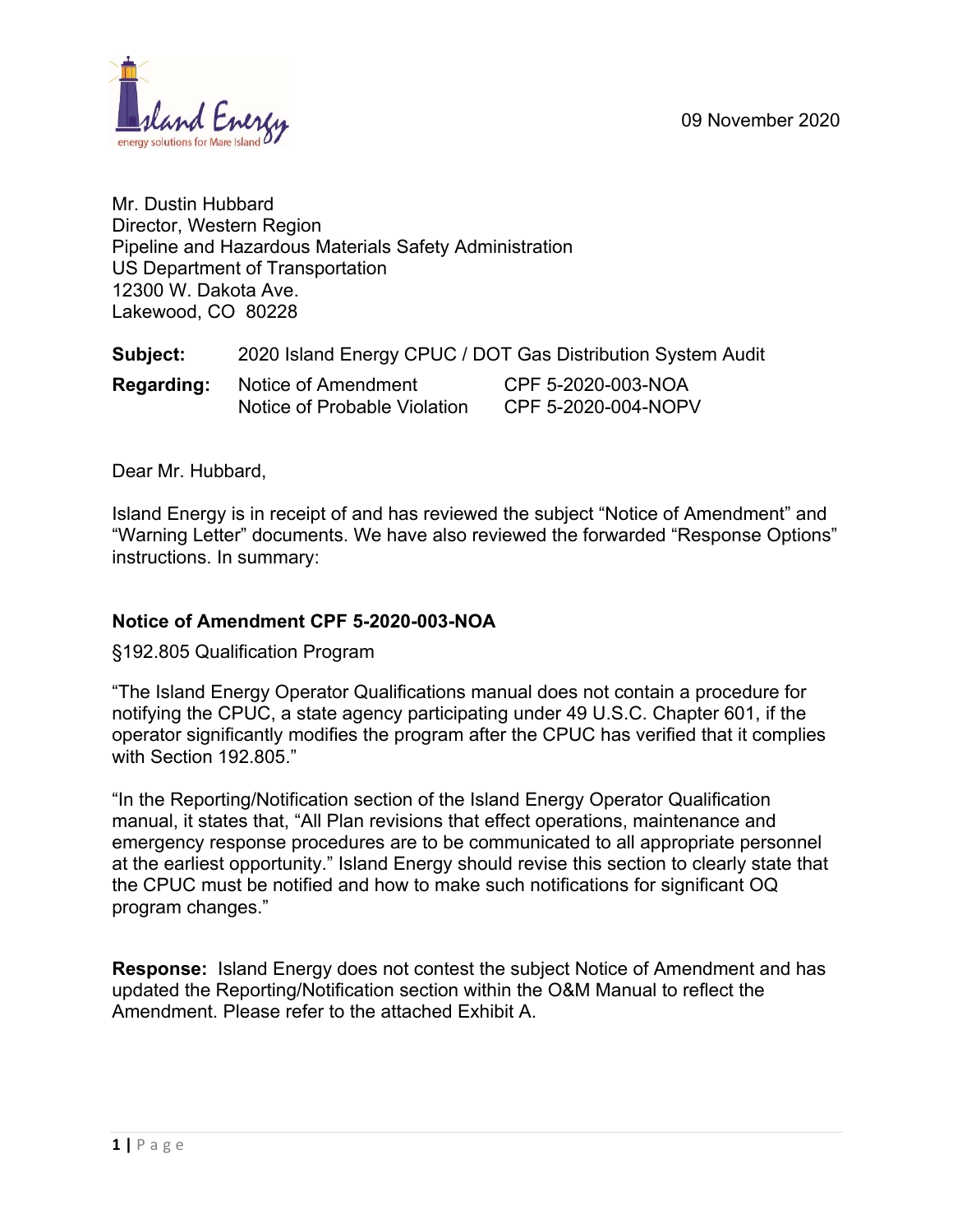09 November 2020

Mr. Dustin Hubbard
Director, Western Region
Pipeline and Hazardous Materials Safety Administration
US Department of Transportation
12300 W. Dakota Ave.
Lakewood, CO 80228

**Subject:** 2020 Island Energy CPUC / DOT Gas Distribution System Audit

**Regarding:** Notice of Amendment CPF 5-2020-003-NOA
Notice of Probable Violation CPF 5-2020-004-NOPV

Dear Mr. Hubbard,

Island Energy is in receipt of and has reviewed the subject "Notice of Amendment" and "Warning Letter" documents. We have also reviewed the forwarded "Response Options" instructions. In summary:

**Notice of Amendment CPF 5-2020-003-NOA**

§192.805 Qualification Program

"The Island Energy Operator Qualifications manual does not contain a procedure for notifying the CPUC, a state agency participating under 49 U.S.C. Chapter 601, if the operator significantly modifies the program after the CPUC has verified that it complies with Section 192.805."

"In the Reporting/Notification section of the Island Energy Operator Qualification manual, it states that, "All Plan revisions that effect operations, maintenance and emergency response procedures are to be communicated to all appropriate personnel at the earliest opportunity." Island Energy should revise this section to clearly state that the CPUC must be notified and how to make such notifications for significant OQ program changes."

**Response:** Island Energy does not contest the subject Notice of Amendment and has updated the Reporting/Notification section within the O&M Manual to reflect the Amendment. Please refer to the attached Exhibit A.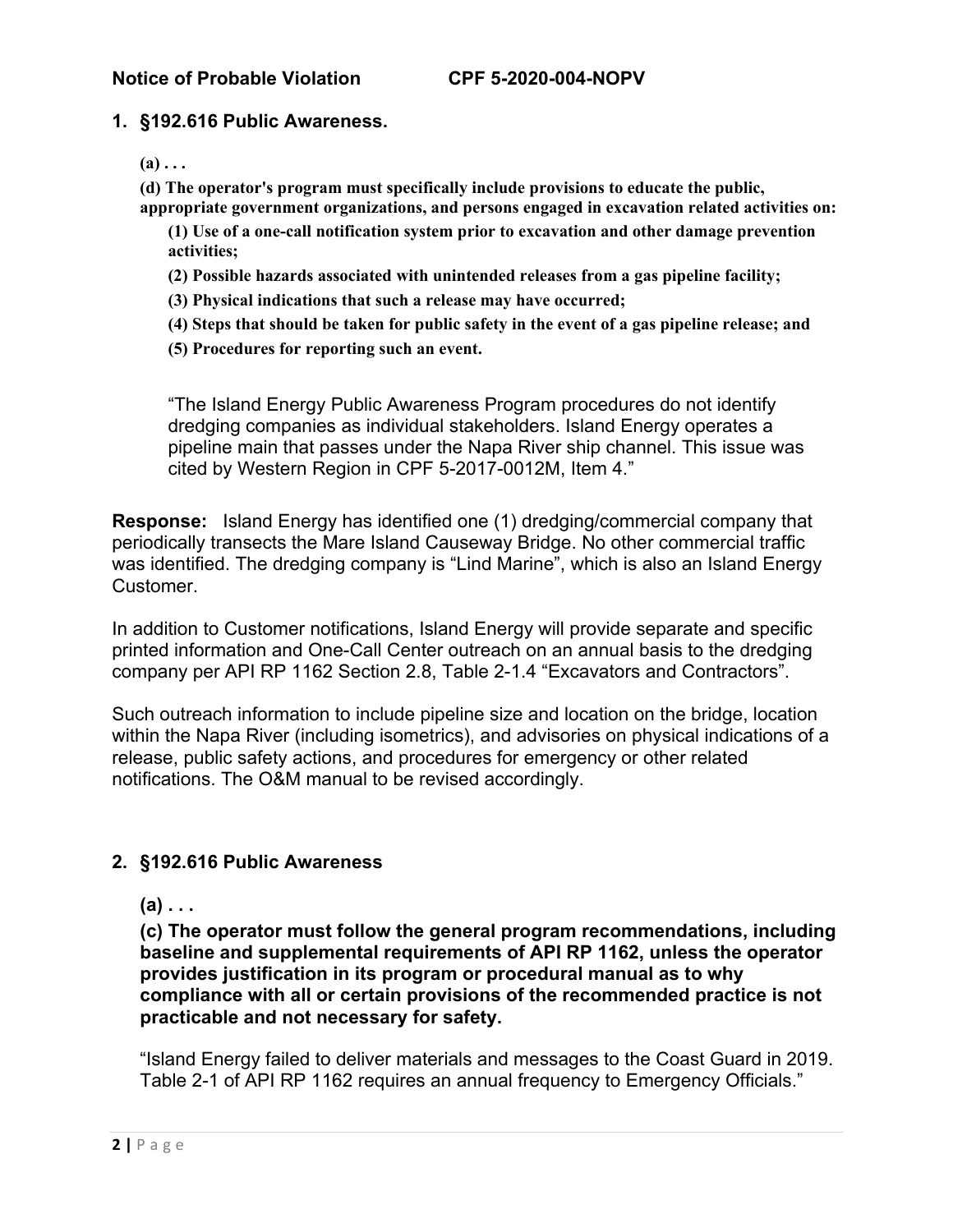**Notice of Probable Violation CPF 5-2020-004-NOPV**

## 1. §192.616 Public Awareness.

**(a) . . .**

**(d) The operator's program must specifically include provisions to educate the public, appropriate government organizations, and persons engaged in excavation related activities on:**

**(1) Use of a one-call notification system prior to excavation and other damage prevention activities;**

**(2) Possible hazards associated with unintended releases from a gas pipeline facility;**

**(3) Physical indications that such a release may have occurred;**

**(4) Steps that should be taken for public safety in the event of a gas pipeline release; and**

**(5) Procedures for reporting such an event.**

"The Island Energy Public Awareness Program procedures do not identify dredging companies as individual stakeholders. Island Energy operates a pipeline main that passes under the Napa River ship channel. This issue was cited by Western Region in CPF 5-2017-0012M, Item 4."

**Response:** Island Energy has identified one (1) dredging/commercial company that periodically transects the Mare Island Causeway Bridge. No other commercial traffic was identified. The dredging company is "Lind Marine", which is also an Island Energy Customer.

In addition to Customer notifications, Island Energy will provide separate and specific printed information and One-Call Center outreach on an annual basis to the dredging company per API RP 1162 Section 2.8, Table 2-1.4 "Excavators and Contractors".

Such outreach information to include pipeline size and location on the bridge, location within the Napa River (including isometrics), and advisories on physical indications of a release, public safety actions, and procedures for emergency or other related notifications. The O&M manual to be revised accordingly.

## 2. §192.616 Public Awareness

**(a) . . .**

**(c) The operator must follow the general program recommendations, including baseline and supplemental requirements of API RP 1162, unless the operator provides justification in its program or procedural manual as to why compliance with all or certain provisions of the recommended practice is not practicable and not necessary for safety.**

"Island Energy failed to deliver materials and messages to the Coast Guard in 2019. Table 2-1 of API RP 1162 requires an annual frequency to Emergency Officials."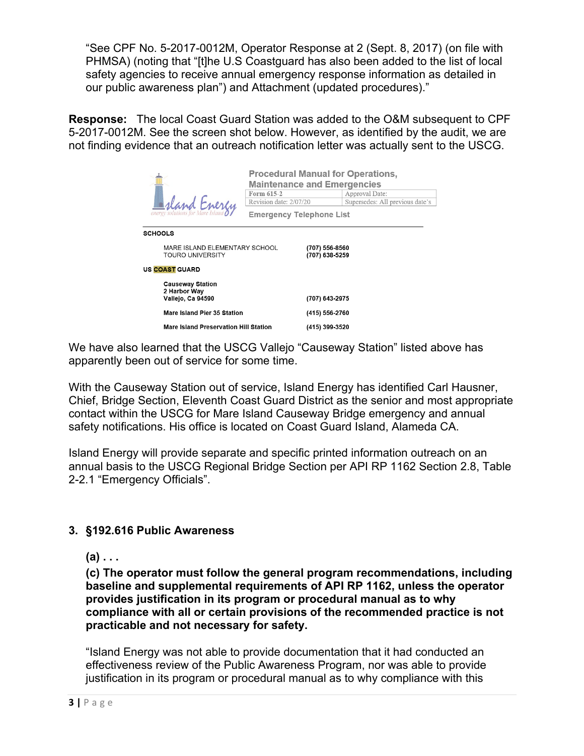"See CPF No. 5-2017-0012M, Operator Response at 2 (Sept. 8, 2017) (on file with PHMSA) (noting that "[t]he U.S Coastguard has also been added to the list of local safety agencies to receive annual emergency response information as detailed in our public awareness plan") and Attachment (updated procedures)."

**Response:** The local Coast Guard Station was added to the O&M subsequent to CPF 5-2017-0012M. See the screen shot below. However, as identified by the audit, we are not finding evidence that an outreach notification letter was actually sent to the USCG.

Island Energy — energy solutions for Mare Island

**Procedural Manual for Operations, Maintenance and Emergencies**

| Form 615-2 | Approval Date: |
|---|---|
| Revision date: 2/07/20 | Supersedes: All previous date's |

**Emergency Telephone List**

**SCHOOLS**

| | |
|---|---|
| MARE ISLAND ELEMENTARY SCHOOL | (707) 556-8560 |
| TOURO UNIVERSITY | (707) 638-5259 |

**US COAST GUARD**

| | |
|---|---|
| **Causeway Station**<br>**2 Harbor Way**<br>**Vallejo, Ca 94590** | **(707) 643-2975** |
| **Mare Island Pier 35 Station** | **(415) 556-2760** |
| **Mare Island Preservation Hill Station** | **(415) 399-3520** |

We have also learned that the USCG Vallejo "Causeway Station" listed above has apparently been out of service for some time.

With the Causeway Station out of service, Island Energy has identified Carl Hausner, Chief, Bridge Section, Eleventh Coast Guard District as the senior and most appropriate contact within the USCG for Mare Island Causeway Bridge emergency and annual safety notifications. His office is located on Coast Guard Island, Alameda CA.

Island Energy will provide separate and specific printed information outreach on an annual basis to the USCG Regional Bridge Section per API RP 1162 Section 2.8, Table 2-2.1 "Emergency Officials".

### 3. §192.616 Public Awareness

**(a) . . .**

**(c) The operator must follow the general program recommendations, including baseline and supplemental requirements of API RP 1162, unless the operator provides justification in its program or procedural manual as to why compliance with all or certain provisions of the recommended practice is not practicable and not necessary for safety.**

"Island Energy was not able to provide documentation that it had conducted an effectiveness review of the Public Awareness Program, nor was able to provide justification in its program or procedural manual as to why compliance with this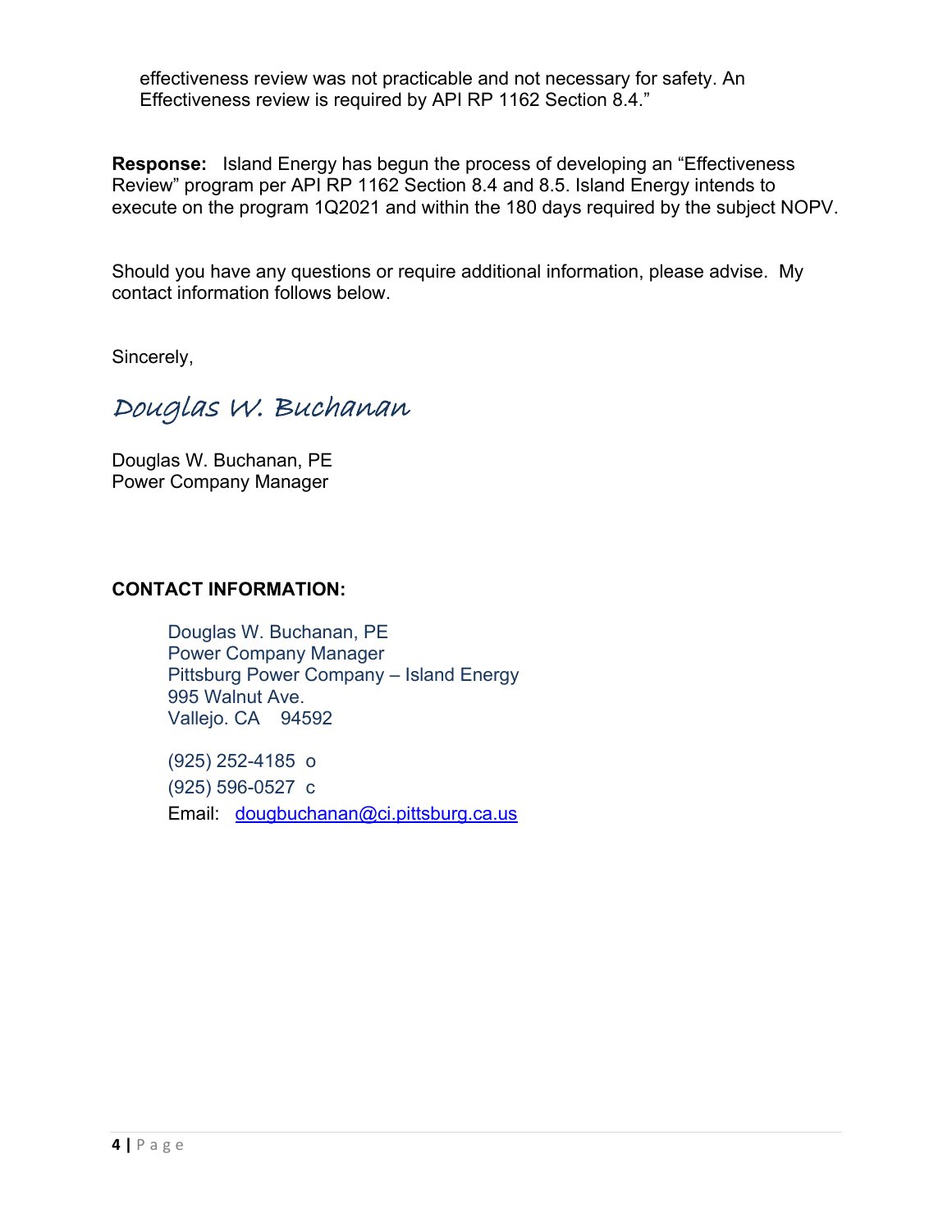effectiveness review was not practicable and not necessary for safety. An Effectiveness review is required by API RP 1162 Section 8.4."

**Response:** Island Energy has begun the process of developing an "Effectiveness Review" program per API RP 1162 Section 8.4 and 8.5. Island Energy intends to execute on the program 1Q2021 and within the 180 days required by the subject NOPV.

Should you have any questions or require additional information, please advise. My contact information follows below.

Sincerely,

*Douglas W. Buchanan*

Douglas W. Buchanan, PE
Power Company Manager

**CONTACT INFORMATION:**

Douglas W. Buchanan, PE
Power Company Manager
Pittsburg Power Company – Island Energy
995 Walnut Ave.
Vallejo. CA 94592

(925) 252-4185 o
(925) 596-0527 c
Email: dougbuchanan@ci.pittsburg.ca.us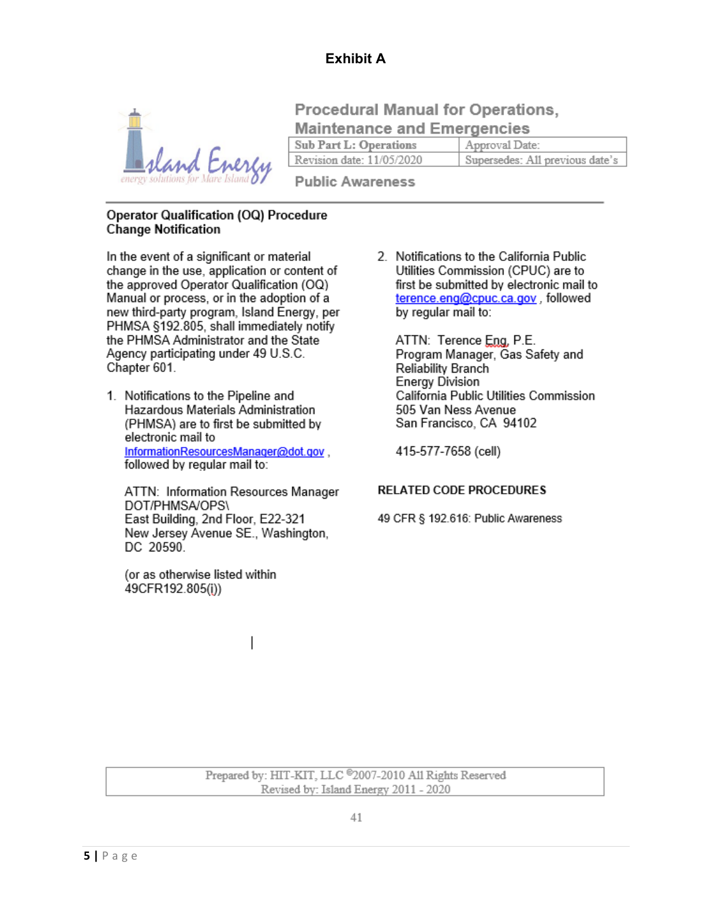# Exhibit A

## Procedural Manual for Operations, Maintenance and Emergencies

| Sub Part L: Operations | Approval Date: |
| --- | --- |
| Revision date: 11/05/2020 | Supersedes: All previous date's |

**Public Awareness**

---

### Operator Qualification (OQ) Procedure Change Notification

In the event of a significant or material change in the use, application or content of the approved Operator Qualification (OQ) Manual or process, or in the adoption of a new third-party program, Island Energy, per PHMSA §192.805, shall immediately notify the PHMSA Administrator and the State Agency participating under 49 U.S.C. Chapter 601.

1. Notifications to the Pipeline and Hazardous Materials Administration (PHMSA) are to first be submitted by electronic mail to InformationResourcesManager@dot.gov , followed by regular mail to:

   ATTN: Information Resources Manager
   DOT/PHMSA/OPS\
   East Building, 2nd Floor, E22-321
   New Jersey Avenue SE., Washington, DC 20590.

   (or as otherwise listed within 49CFR192.805(i))

2. Notifications to the California Public Utilities Commission (CPUC) are to first be submitted by electronic mail to terence.eng@cpuc.ca.gov , followed by regular mail to:

   ATTN: Terence Eng, P.E.
   Program Manager, Gas Safety and Reliability Branch
   Energy Division
   California Public Utilities Commission
   505 Van Ness Avenue
   San Francisco, CA 94102

   415-577-7658 (cell)

**RELATED CODE PROCEDURES**

49 CFR § 192.616: Public Awareness

Prepared by: HIT-KIT, LLC ©2007-2010 All Rights Reserved
Revised by: Island Energy 2011 - 2020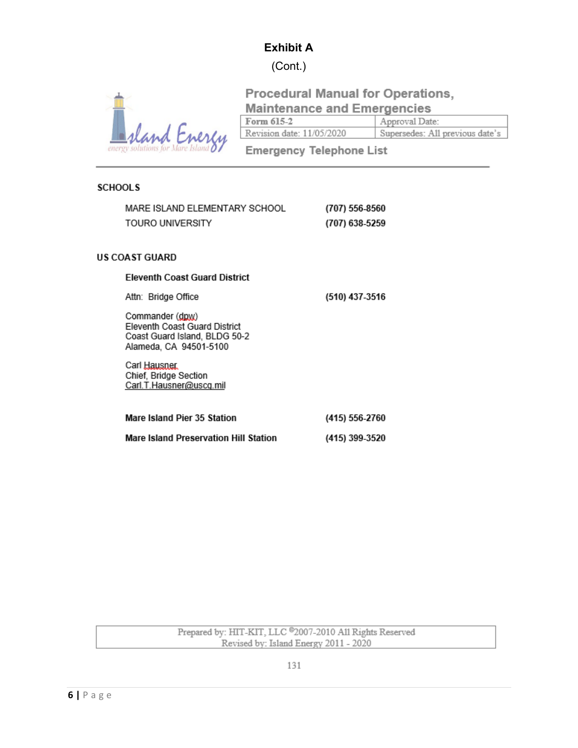**Exhibit A**

(Cont.)

Island Energy
energy solutions for Mare Island

## Procedural Manual for Operations, Maintenance and Emergencies

| | |
|---|---|
| Form 615-2 | Approval Date: |
| Revision date: 11/05/2020 | Supersedes: All previous date's |

### Emergency Telephone List

**SCHOOLS**

| | |
|---|---|
| MARE ISLAND ELEMENTARY SCHOOL | **(707) 556-8560** |
| TOURO UNIVERSITY | **(707) 638-5259** |

**US COAST GUARD**

**Eleventh Coast Guard District**

Attn: Bridge Office — **(510) 437-3516**

Commander (dpw)
Eleventh Coast Guard District
Coast Guard Island, BLDG 50-2
Alameda, CA 94501-5100

Carl Hausner
Chief, Bridge Section
Carl.T.Hausner@uscg.mil

| | |
|---|---|
| **Mare Island Pier 35 Station** | **(415) 556-2760** |
| **Mare Island Preservation Hill Station** | **(415) 399-3520** |

Prepared by: HIT-KIT, LLC ©2007-2010 All Rights Reserved
Revised by: Island Energy 2011 - 2020

131